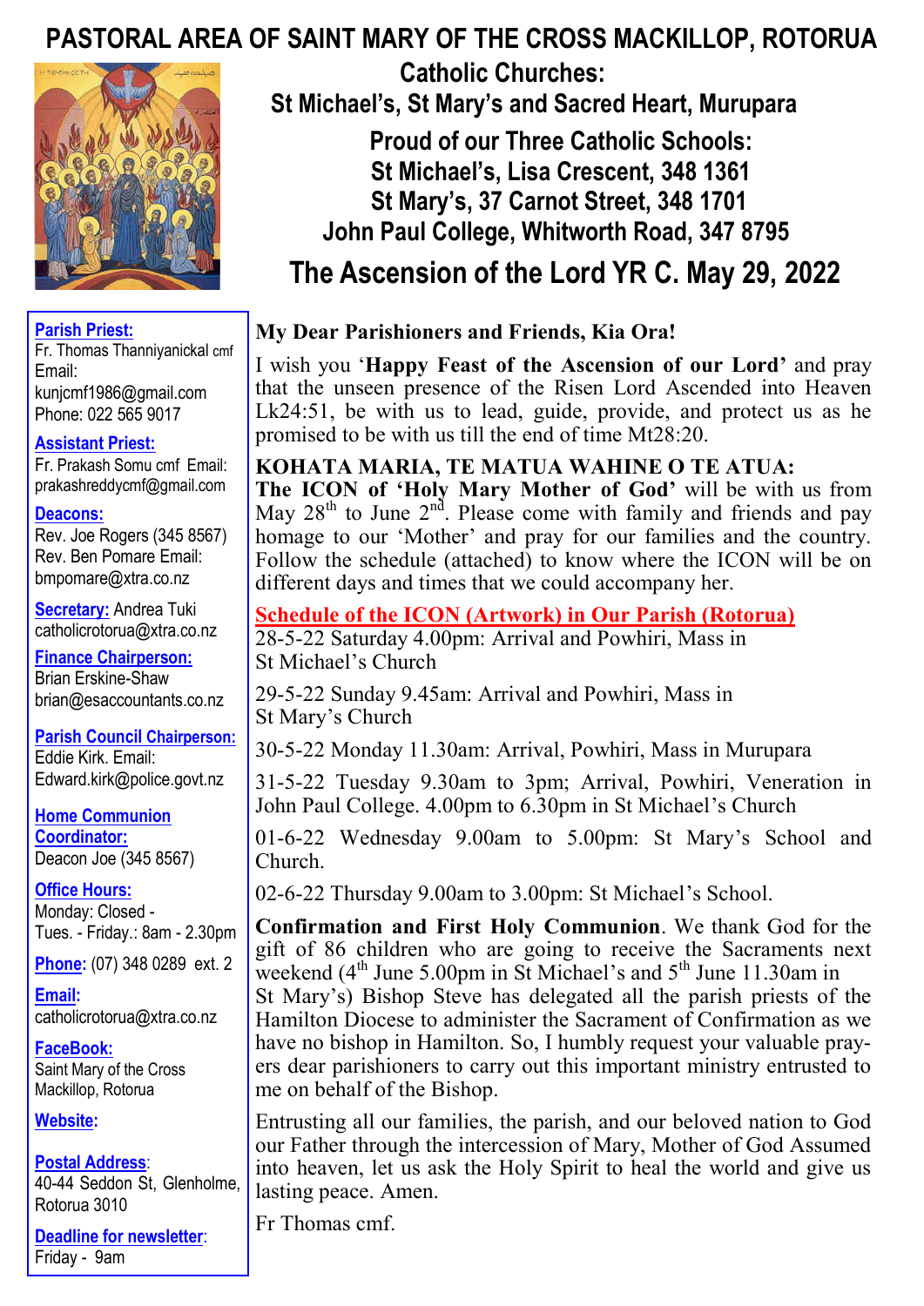# PASTORAL AREA OF SAINT MARY OF THE CROSS MACKILLOP, ROTORUA

## Catholic Churches:
## St Michael's, St Mary's and Sacred Heart, Murupara

### Proud of our Three Catholic Schools:
### St Michael's, Lisa Crescent, 348 1361
### St Mary's, 37 Carnot Street, 348 1701
### John Paul College, Whitworth Road, 347 8795

## The Ascension of the Lord YR C. May 29, 2022

**Parish Priest:**
Fr. Thomas Thanniyanickal cmf
Email: kunjcmf1986@gmail.com
Phone: 022 565 9017

**Assistant Priest:**
Fr. Prakash Somu cmf Email: prakashreddycmf@gmail.com

**Deacons:**
Rev. Joe Rogers (345 8567)
Rev. Ben Pomare Email: bmpomare@xtra.co.nz

**Secretary:** Andrea Tuki
catholicrotorua@xtra.co.nz

**Finance Chairperson:**
Brian Erskine-Shaw
brian@esaccountants.co.nz

**Parish Council Chairperson:**
Eddie Kirk. Email: Edward.kirk@police.govt.nz

**Home Communion Coordinator:**
Deacon Joe (345 8567)

**Office Hours:**
Monday: Closed -
Tues. - Friday.: 8am - 2.30pm

**Phone:** (07) 348 0289 ext. 2

**Email:**
catholicrotorua@xtra.co.nz

**FaceBook:**
Saint Mary of the Cross Mackillop, Rotorua

**Website:**

**Postal Address:**
40-44 Seddon St, Glenholme, Rotorua 3010

**Deadline for newsletter:**
Friday - 9am

**My Dear Parishioners and Friends, Kia Ora!**

I wish you '**Happy Feast of the Ascension of our Lord**' and pray that the unseen presence of the Risen Lord Ascended into Heaven Lk24:51, be with us to lead, guide, provide, and protect us as he promised to be with us till the end of time Mt28:20.

**KOHATA MARIA, TE MATUA WAHINE O TE ATUA:**
**The ICON of 'Holy Mary Mother of God'** will be with us from May 28th to June 2nd. Please come with family and friends and pay homage to our 'Mother' and pray for our families and the country. Follow the schedule (attached) to know where the ICON will be on different days and times that we could accompany her.

**Schedule of the ICON (Artwork) in Our Parish (Rotorua)**

28-5-22 Saturday 4.00pm: Arrival and Powhiri, Mass in St Michael's Church

29-5-22 Sunday 9.45am: Arrival and Powhiri, Mass in St Mary's Church

30-5-22 Monday 11.30am: Arrival, Powhiri, Mass in Murupara

31-5-22 Tuesday 9.30am to 3pm; Arrival, Powhiri, Veneration in John Paul College. 4.00pm to 6.30pm in St Michael's Church

01-6-22 Wednesday 9.00am to 5.00pm: St Mary's School and Church.

02-6-22 Thursday 9.00am to 3.00pm: St Michael's School.

**Confirmation and First Holy Communion**. We thank God for the gift of 86 children who are going to receive the Sacraments next weekend (4th June 5.00pm in St Michael's and 5th June 11.30am in St Mary's) Bishop Steve has delegated all the parish priests of the Hamilton Diocese to administer the Sacrament of Confirmation as we have no bishop in Hamilton. So, I humbly request your valuable prayers dear parishioners to carry out this important ministry entrusted to me on behalf of the Bishop.

Entrusting all our families, the parish, and our beloved nation to God our Father through the intercession of Mary, Mother of God Assumed into heaven, let us ask the Holy Spirit to heal the world and give us lasting peace. Amen.

Fr Thomas cmf.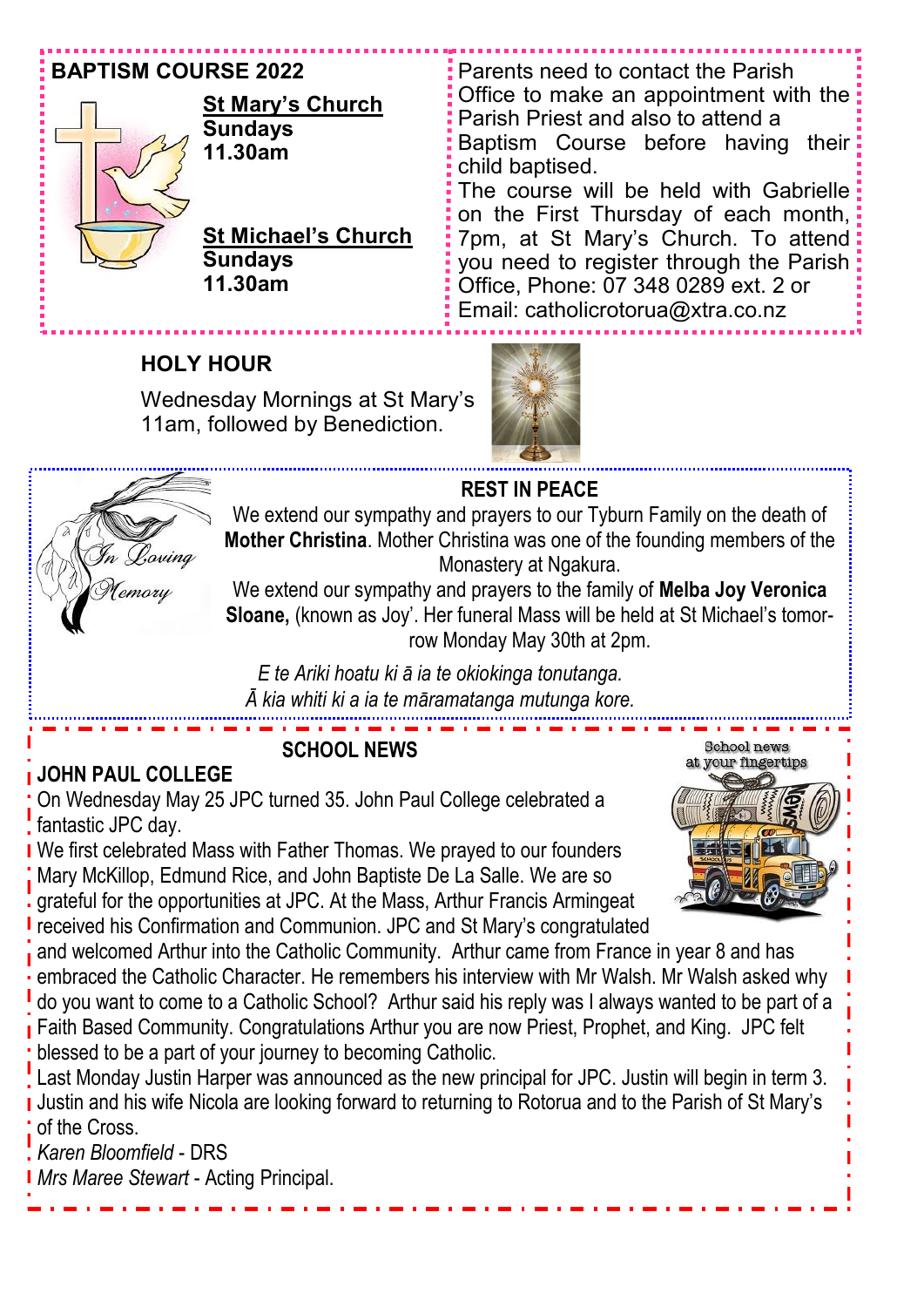## BAPTISM COURSE 2022

**St Mary's Church**
**Sundays**
**11.30am**

**St Michael's Church**
**Sundays**
**11.30am**

Parents need to contact the Parish Office to make an appointment with the Parish Priest and also to attend a Baptism Course before having their child baptised.
The course will be held with Gabrielle on the First Thursday of each month, 7pm, at St Mary's Church. To attend you need to register through the Parish Office, Phone: 07 348 0289 ext. 2 or Email: catholicrotorua@xtra.co.nz

## HOLY HOUR

Wednesday Mornings at St Mary's 11am, followed by Benediction.

## REST IN PEACE

We extend our sympathy and prayers to our Tyburn Family on the death of **Mother Christina**. Mother Christina was one of the founding members of the Monastery at Ngakura.

We extend our sympathy and prayers to the family of **Melba Joy Veronica Sloane,** (known as Joy'. Her funeral Mass will be held at St Michael's tomorrow Monday May 30th at 2pm.

*E te Ariki hoatu ki ā ia te okiokinga tonutanga.*
*Ā kia whiti ki a ia te māramatanga mutunga kore.*

## SCHOOL NEWS

### JOHN PAUL COLLEGE

On Wednesday May 25 JPC turned 35. John Paul College celebrated a fantastic JPC day.

We first celebrated Mass with Father Thomas. We prayed to our founders Mary McKillop, Edmund Rice, and John Baptiste De La Salle. We are so grateful for the opportunities at JPC. At the Mass, Arthur Francis Armingeat received his Confirmation and Communion. JPC and St Mary's congratulated and welcomed Arthur into the Catholic Community. Arthur came from France in year 8 and has embraced the Catholic Character. He remembers his interview with Mr Walsh. Mr Walsh asked why do you want to come to a Catholic School? Arthur said his reply was I always wanted to be part of a Faith Based Community. Congratulations Arthur you are now Priest, Prophet, and King. JPC felt blessed to be a part of your journey to becoming Catholic.

Last Monday Justin Harper was announced as the new principal for JPC. Justin will begin in term 3. Justin and his wife Nicola are looking forward to returning to Rotorua and to the Parish of St Mary's of the Cross.

*Karen Bloomfield* - DRS
*Mrs Maree Stewart* - Acting Principal.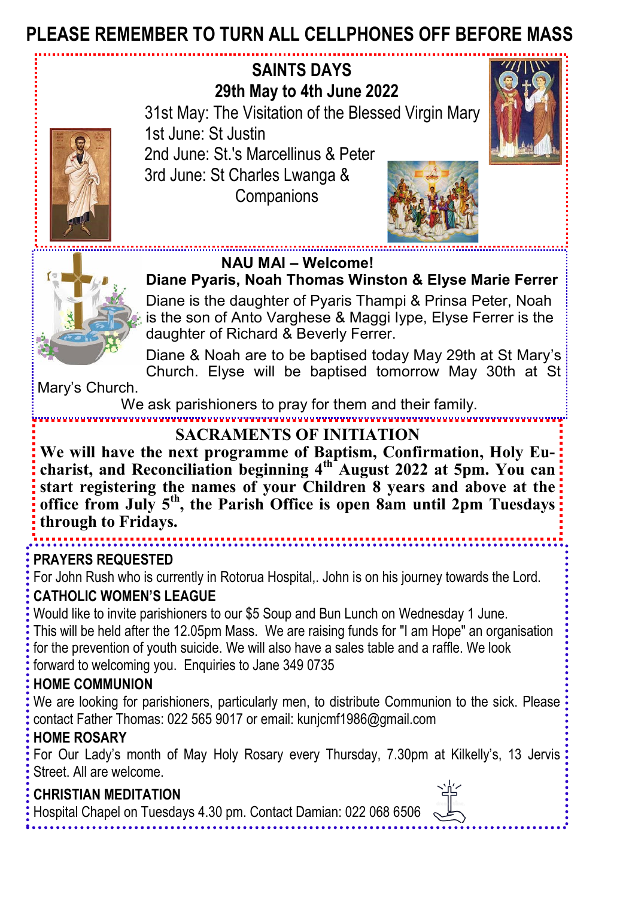# PLEASE REMEMBER TO TURN ALL CELLPHONES OFF BEFORE MASS

## SAINTS DAYS
## 29th May to 4th June 2022

31st May: The Visitation of the Blessed Virgin Mary
1st June: St Justin
2nd June: St.'s Marcellinus & Peter
3rd June: St Charles Lwanga & Companions

## NAU MAI – Welcome!
**Diane Pyaris, Noah Thomas Winston & Elyse Marie Ferrer**

Diane is the daughter of Pyaris Thampi & Prinsa Peter, Noah is the son of Anto Varghese & Maggi Iype, Elyse Ferrer is the daughter of Richard & Beverly Ferrer.

Diane & Noah are to be baptised today May 29th at St Mary's Church. Elyse will be baptised tomorrow May 30th at St Mary's Church.

We ask parishioners to pray for them and their family.

## SACRAMENTS OF INITIATION

**We will have the next programme of Baptism, Confirmation, Holy Eucharist, and Reconciliation beginning 4th August 2022 at 5pm. You can start registering the names of your Children 8 years and above at the office from July 5th, the Parish Office is open 8am until 2pm Tuesdays through to Fridays.**

### PRAYERS REQUESTED
For John Rush who is currently in Rotorua Hospital,. John is on his journey towards the Lord.

### CATHOLIC WOMEN'S LEAGUE
Would like to invite parishioners to our $5 Soup and Bun Lunch on Wednesday 1 June. This will be held after the 12.05pm Mass. We are raising funds for "I am Hope" an organisation for the prevention of youth suicide. We will also have a sales table and a raffle. We look forward to welcoming you. Enquiries to Jane 349 0735

### HOME COMMUNION
We are looking for parishioners, particularly men, to distribute Communion to the sick. Please contact Father Thomas: 022 565 9017 or email: kunjcmf1986@gmail.com

### HOME ROSARY
For Our Lady's month of May Holy Rosary every Thursday, 7.30pm at Kilkelly's, 13 Jervis Street. All are welcome.

### CHRISTIAN MEDITATION
Hospital Chapel on Tuesdays 4.30 pm. Contact Damian: 022 068 6506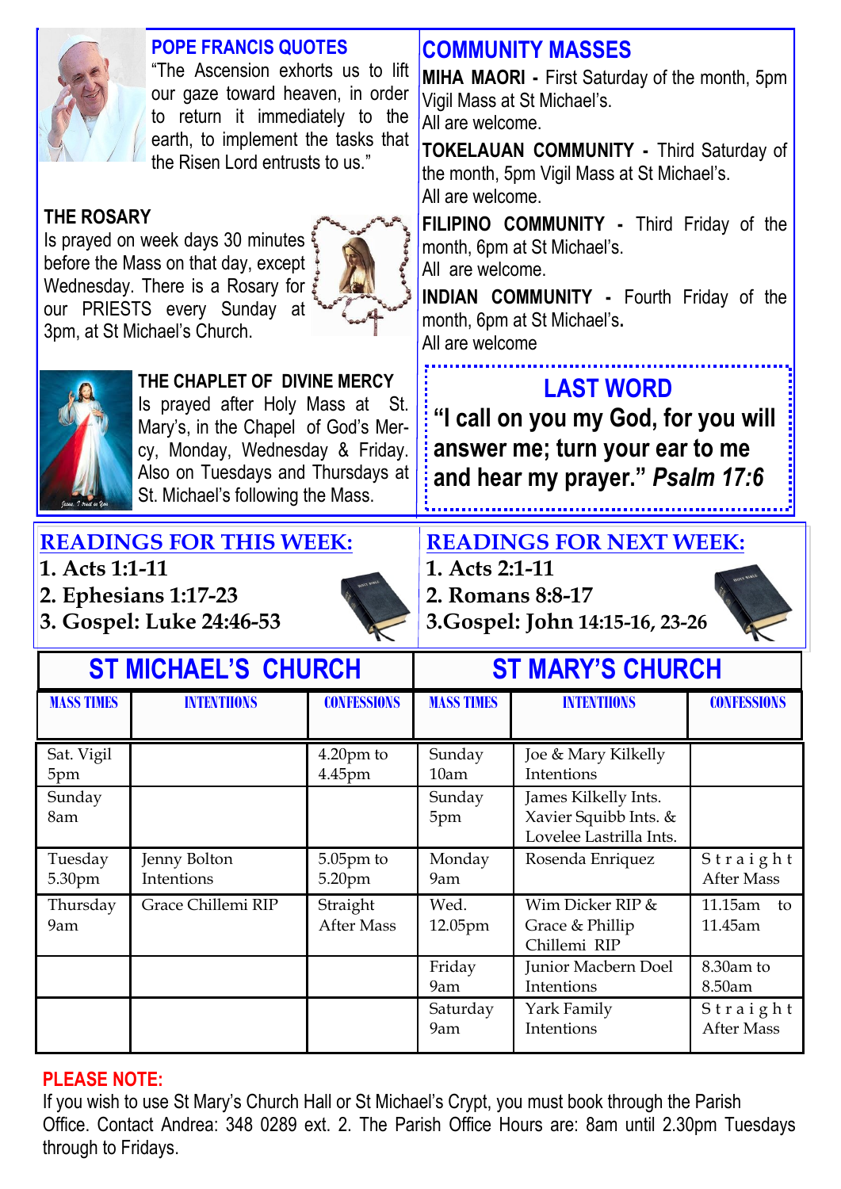## POPE FRANCIS QUOTES

"The Ascension exhorts us to lift our gaze toward heaven, in order to return it immediately to the earth, to implement the tasks that the Risen Lord entrusts to us."

## THE ROSARY

Is prayed on week days 30 minutes before the Mass on that day, except Wednesday. There is a Rosary for our PRIESTS every Sunday at 3pm, at St Michael's Church.

## THE CHAPLET OF DIVINE MERCY

Is prayed after Holy Mass at St. Mary's, in the Chapel of God's Mercy, Monday, Wednesday & Friday. Also on Tuesdays and Thursdays at St. Michael's following the Mass.

## COMMUNITY MASSES

**MIHA MAORI -** First Saturday of the month, 5pm Vigil Mass at St Michael's.
All are welcome.

**TOKELAUAN COMMUNITY -** Third Saturday of the month, 5pm Vigil Mass at St Michael's.
All are welcome.

**FILIPINO COMMUNITY -** Third Friday of the month, 6pm at St Michael's.
All are welcome.

**INDIAN COMMUNITY -** Fourth Friday of the month, 6pm at St Michael's.
All are welcome

## LAST WORD

**"I call on you my God, for you will answer me; turn your ear to me and hear my prayer."** ***Psalm 17:6***

## READINGS FOR THIS WEEK:

**1. Acts 1:1-11**
**2. Ephesians 1:17-23**
**3. Gospel: Luke 24:46-53**

## READINGS FOR NEXT WEEK:

**1. Acts 2:1-11**
**2. Romans 8:8-17**
**3.Gospel: John 14:15-16, 23-26**

| ST MICHAEL'S CHURCH | | | ST MARY'S CHURCH | | |
|---|---|---|---|---|---|
| MASS TIMES | INTENTIONS | CONFESSIONS | MASS TIMES | INTENTIONS | CONFESSIONS |
| Sat. Vigil 5pm | | 4.20pm to 4.45pm | Sunday 10am | Joe & Mary Kilkelly Intentions | |
| Sunday 8am | | | Sunday 5pm | James Kilkelly Ints. Xavier Squibb Ints. & Lovelee Lastrilla Ints. | |
| Tuesday 5.30pm | Jenny Bolton Intentions | 5.05pm to 5.20pm | Monday 9am | Rosenda Enriquez | Straight After Mass |
| Thursday 9am | Grace Chillemi RIP | Straight After Mass | Wed. 12.05pm | Wim Dicker RIP & Grace & Phillip Chillemi RIP | 11.15am to 11.45am |
| | | | Friday 9am | Junior Macbern Doel Intentions | 8.30am to 8.50am |
| | | | Saturday 9am | Yark Family Intentions | Straight After Mass |

**PLEASE NOTE:**

If you wish to use St Mary's Church Hall or St Michael's Crypt, you must book through the Parish Office. Contact Andrea: 348 0289 ext. 2. The Parish Office Hours are: 8am until 2.30pm Tuesdays through to Fridays.